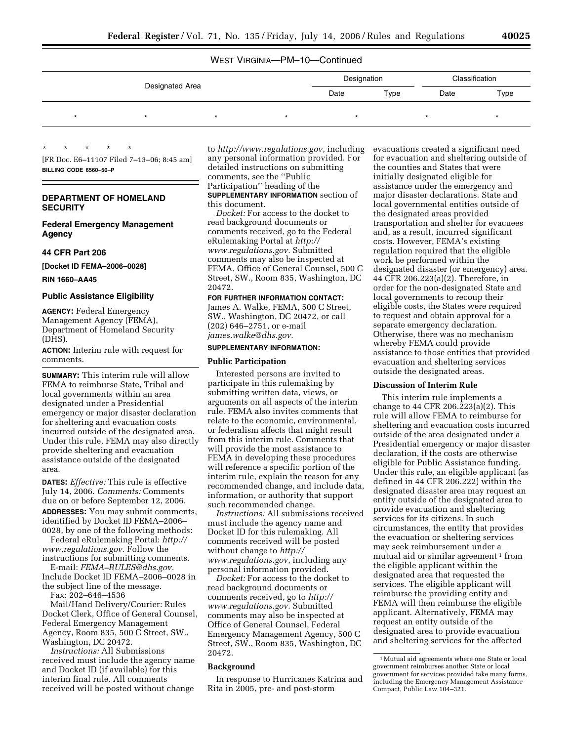WEST VIRGINIA—PM–10—Continued

| Designated Area | Designation | | Classification | |
|---|---|---|---|---|
| | Date | Type | Date | Type |
| * * * * | * | | * | * |

\* \* \* \* \*

[FR Doc. E6–11107 Filed 7–13–06; 8:45 am]

**BILLING CODE 6560–50–P**

## DEPARTMENT OF HOMELAND SECURITY

### Federal Emergency Management Agency

### 44 CFR Part 206

**[Docket ID FEMA–2006–0028]**

**RIN 1660–AA45**

### Public Assistance Eligibility

**AGENCY:** Federal Emergency Management Agency (FEMA), Department of Homeland Security (DHS).

**ACTION:** Interim rule with request for comments.

**SUMMARY:** This interim rule will allow FEMA to reimburse State, Tribal and local governments within an area designated under a Presidential emergency or major disaster declaration for sheltering and evacuation costs incurred outside of the designated area. Under this rule, FEMA may also directly provide sheltering and evacuation assistance outside of the designated area.

**DATES:** *Effective:* This rule is effective July 14, 2006. *Comments:* Comments due on or before September 12, 2006.

**ADDRESSES:** You may submit comments, identified by Docket ID FEMA–2006–0028, by one of the following methods:

Federal eRulemaking Portal: *http://www.regulations.gov*. Follow the instructions for submitting comments.

E-mail: *FEMA–RULES@dhs.gov.* Include Docket ID FEMA–2006–0028 in the subject line of the message.

Fax: 202–646–4536

Mail/Hand Delivery/Courier: Rules Docket Clerk, Office of General Counsel, Federal Emergency Management Agency, Room 835, 500 C Street, SW., Washington, DC 20472.

*Instructions:* All Submissions received must include the agency name and Docket ID (if available) for this interim final rule. All comments received will be posted without change to *http://www.regulations.gov*, including any personal information provided. For detailed instructions on submitting comments, see the ''Public Participation'' heading of the **SUPPLEMENTARY INFORMATION** section of this document.

*Docket:* For access to the docket to read background documents or comments received, go to the Federal eRulemaking Portal at *http://www.regulations.gov.* Submitted comments may also be inspected at FEMA, Office of General Counsel, 500 C Street, SW., Room 835, Washington, DC 20472.

**FOR FURTHER INFORMATION CONTACT:** James A. Walke, FEMA, 500 C Street, SW., Washington, DC 20472, or call (202) 646–2751, or e-mail *james.walke@dhs.gov.*

**SUPPLEMENTARY INFORMATION:**

### Public Participation

Interested persons are invited to participate in this rulemaking by submitting written data, views, or arguments on all aspects of the interim rule. FEMA also invites comments that relate to the economic, environmental, or federalism affects that might result from this interim rule. Comments that will provide the most assistance to FEMA in developing these procedures will reference a specific portion of the interim rule, explain the reason for any recommended change, and include data, information, or authority that support such recommended change.

*Instructions:* All submissions received must include the agency name and Docket ID for this rulemaking. All comments received will be posted without change to *http://www.regulations.gov*, including any personal information provided.

*Docket:* For access to the docket to read background documents or comments received, go to *http://www.regulations.gov.* Submitted comments may also be inspected at Office of General Counsel, Federal Emergency Management Agency, 500 C Street, SW., Room 835, Washington, DC 20472.

### Background

In response to Hurricanes Katrina and Rita in 2005, pre- and post-storm evacuations created a significant need for evacuation and sheltering outside of the counties and States that were initially designated eligible for assistance under the emergency and major disaster declarations. State and local governmental entities outside of the designated areas provided transportation and shelter for evacuees and, as a result, incurred significant costs. However, FEMA's existing regulation required that the eligible work be performed within the designated disaster (or emergency) area. 44 CFR 206.223(a)(2). Therefore, in order for the non-designated State and local governments to recoup their eligible costs, the States were required to request and obtain approval for a separate emergency declaration. Otherwise, there was no mechanism whereby FEMA could provide assistance to those entities that provided evacuation and sheltering services outside the designated areas.

### Discussion of Interim Rule

This interim rule implements a change to 44 CFR 206.223(a)(2). This rule will allow FEMA to reimburse for sheltering and evacuation costs incurred outside of the area designated under a Presidential emergency or major disaster declaration, if the costs are otherwise eligible for Public Assistance funding. Under this rule, an eligible applicant (as defined in 44 CFR 206.222) within the designated disaster area may request an entity outside of the designated area to provide evacuation and sheltering services for its citizens. In such circumstances, the entity that provides the evacuation or sheltering services may seek reimbursement under a mutual aid or similar agreement [1] from the eligible applicant within the designated area that requested the services. The eligible applicant will reimburse the providing entity and FEMA will then reimburse the eligible applicant. Alternatively, FEMA may request an entity outside of the designated area to provide evacuation and sheltering services for the affected

[1] Mutual aid agreements where one State or local government reimburses another State or local government for services provided take many forms, including the Emergency Management Assistance Compact, Public Law 104–321.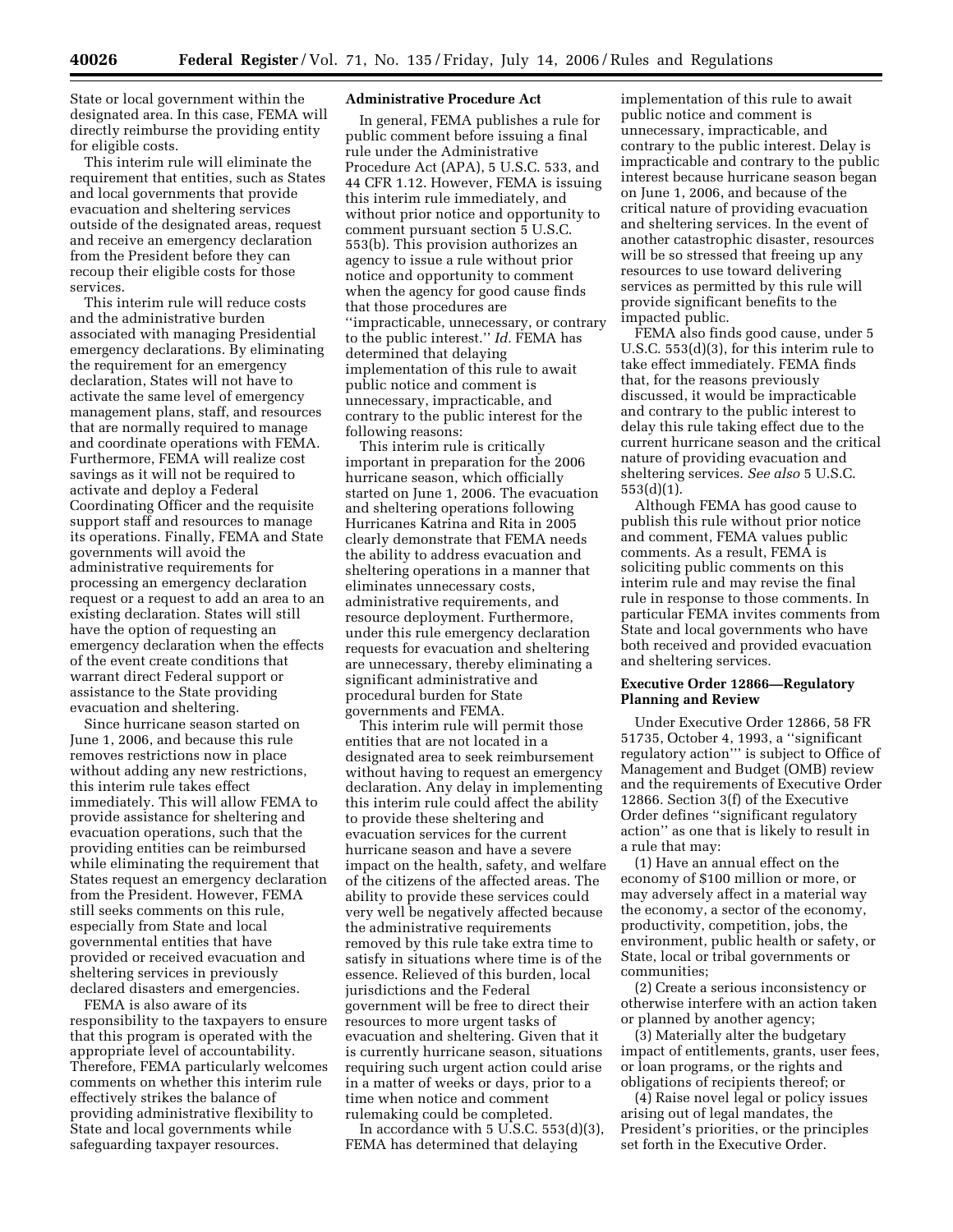State or local government within the designated area. In this case, FEMA will directly reimburse the providing entity for eligible costs.

This interim rule will eliminate the requirement that entities, such as States and local governments that provide evacuation and sheltering services outside of the designated areas, request and receive an emergency declaration from the President before they can recoup their eligible costs for those services.

This interim rule will reduce costs and the administrative burden associated with managing Presidential emergency declarations. By eliminating the requirement for an emergency declaration, States will not have to activate the same level of emergency management plans, staff, and resources that are normally required to manage and coordinate operations with FEMA. Furthermore, FEMA will realize cost savings as it will not be required to activate and deploy a Federal Coordinating Officer and the requisite support staff and resources to manage its operations. Finally, FEMA and State governments will avoid the administrative requirements for processing an emergency declaration request or a request to add an area to an existing declaration. States will still have the option of requesting an emergency declaration when the effects of the event create conditions that warrant direct Federal support or assistance to the State providing evacuation and sheltering.

Since hurricane season started on June 1, 2006, and because this rule removes restrictions now in place without adding any new restrictions, this interim rule takes effect immediately. This will allow FEMA to provide assistance for sheltering and evacuation operations, such that the providing entities can be reimbursed while eliminating the requirement that States request an emergency declaration from the President. However, FEMA still seeks comments on this rule, especially from State and local governmental entities that have provided or received evacuation and sheltering services in previously declared disasters and emergencies.

FEMA is also aware of its responsibility to the taxpayers to ensure that this program is operated with the appropriate level of accountability. Therefore, FEMA particularly welcomes comments on whether this interim rule effectively strikes the balance of providing administrative flexibility to State and local governments while safeguarding taxpayer resources.

**Administrative Procedure Act**

In general, FEMA publishes a rule for public comment before issuing a final rule under the Administrative Procedure Act (APA), 5 U.S.C. 533, and 44 CFR 1.12. However, FEMA is issuing this interim rule immediately, and without prior notice and opportunity to comment pursuant section 5 U.S.C. 553(b). This provision authorizes an agency to issue a rule without prior notice and opportunity to comment when the agency for good cause finds that those procedures are ''impracticable, unnecessary, or contrary to the public interest.'' *Id.* FEMA has determined that delaying implementation of this rule to await public notice and comment is unnecessary, impracticable, and contrary to the public interest for the following reasons:

This interim rule is critically important in preparation for the 2006 hurricane season, which officially started on June 1, 2006. The evacuation and sheltering operations following Hurricanes Katrina and Rita in 2005 clearly demonstrate that FEMA needs the ability to address evacuation and sheltering operations in a manner that eliminates unnecessary costs, administrative requirements, and resource deployment. Furthermore, under this rule emergency declaration requests for evacuation and sheltering are unnecessary, thereby eliminating a significant administrative and procedural burden for State governments and FEMA.

This interim rule will permit those entities that are not located in a designated area to seek reimbursement without having to request an emergency declaration. Any delay in implementing this interim rule could affect the ability to provide these sheltering and evacuation services for the current hurricane season and have a severe impact on the health, safety, and welfare of the citizens of the affected areas. The ability to provide these services could very well be negatively affected because the administrative requirements removed by this rule take extra time to satisfy in situations where time is of the essence. Relieved of this burden, local jurisdictions and the Federal government will be free to direct their resources to more urgent tasks of evacuation and sheltering. Given that it is currently hurricane season, situations requiring such urgent action could arise in a matter of weeks or days, prior to a time when notice and comment rulemaking could be completed.

In accordance with 5 U.S.C. 553(d)(3), FEMA has determined that delaying implementation of this rule to await public notice and comment is unnecessary, impracticable, and contrary to the public interest. Delay is impracticable and contrary to the public interest because hurricane season began on June 1, 2006, and because of the critical nature of providing evacuation and sheltering services. In the event of another catastrophic disaster, resources will be so stressed that freeing up any resources to use toward delivering services as permitted by this rule will provide significant benefits to the impacted public.

FEMA also finds good cause, under 5 U.S.C. 553(d)(3), for this interim rule to take effect immediately. FEMA finds that, for the reasons previously discussed, it would be impracticable and contrary to the public interest to delay this rule taking effect due to the current hurricane season and the critical nature of providing evacuation and sheltering services. *See also* 5 U.S.C. 553(d)(1).

Although FEMA has good cause to publish this rule without prior notice and comment, FEMA values public comments. As a result, FEMA is soliciting public comments on this interim rule and may revise the final rule in response to those comments. In particular FEMA invites comments from State and local governments who have both received and provided evacuation and sheltering services.

**Executive Order 12866—Regulatory Planning and Review**

Under Executive Order 12866, 58 FR 51735, October 4, 1993, a ''significant regulatory action''' is subject to Office of Management and Budget (OMB) review and the requirements of Executive Order 12866. Section 3(f) of the Executive Order defines ''significant regulatory action'' as one that is likely to result in a rule that may:

(1) Have an annual effect on the economy of $100 million or more, or may adversely affect in a material way the economy, a sector of the economy, productivity, competition, jobs, the environment, public health or safety, or State, local or tribal governments or communities;

(2) Create a serious inconsistency or otherwise interfere with an action taken or planned by another agency;

(3) Materially alter the budgetary impact of entitlements, grants, user fees, or loan programs, or the rights and obligations of recipients thereof; or

(4) Raise novel legal or policy issues arising out of legal mandates, the President's priorities, or the principles set forth in the Executive Order.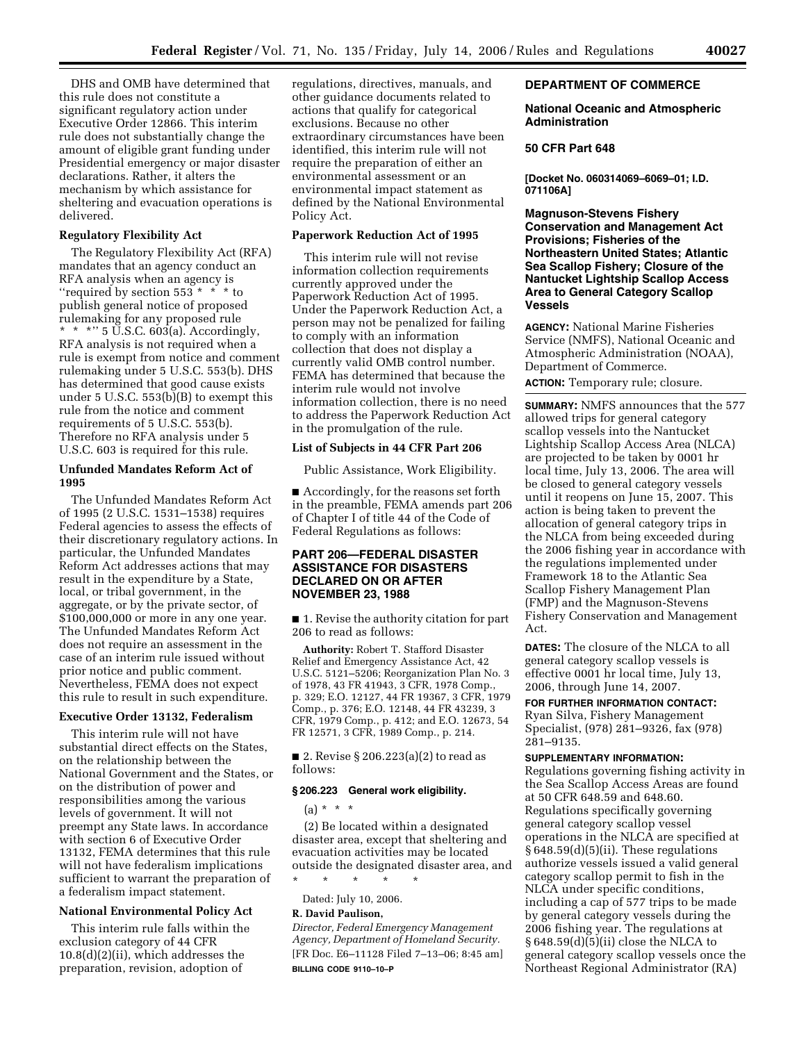DHS and OMB have determined that this rule does not constitute a significant regulatory action under Executive Order 12866. This interim rule does not substantially change the amount of eligible grant funding under Presidential emergency or major disaster declarations. Rather, it alters the mechanism by which assistance for sheltering and evacuation operations is delivered.

### Regulatory Flexibility Act

The Regulatory Flexibility Act (RFA) mandates that an agency conduct an RFA analysis when an agency is ''required by section 553 * * * to publish general notice of proposed rulemaking for any proposed rule * * *'' 5 U.S.C. 603(a). Accordingly, RFA analysis is not required when a rule is exempt from notice and comment rulemaking under 5 U.S.C. 553(b). DHS has determined that good cause exists under 5 U.S.C. 553(b)(B) to exempt this rule from the notice and comment requirements of 5 U.S.C. 553(b). Therefore no RFA analysis under 5 U.S.C. 603 is required for this rule.

### Unfunded Mandates Reform Act of 1995

The Unfunded Mandates Reform Act of 1995 (2 U.S.C. 1531–1538) requires Federal agencies to assess the effects of their discretionary regulatory actions. In particular, the Unfunded Mandates Reform Act addresses actions that may result in the expenditure by a State, local, or tribal government, in the aggregate, or by the private sector, of $100,000,000 or more in any one year. The Unfunded Mandates Reform Act does not require an assessment in the case of an interim rule issued without prior notice and public comment. Nevertheless, FEMA does not expect this rule to result in such expenditure.

### Executive Order 13132, Federalism

This interim rule will not have substantial direct effects on the States, on the relationship between the National Government and the States, or on the distribution of power and responsibilities among the various levels of government. It will not preempt any State laws. In accordance with section 6 of Executive Order 13132, FEMA determines that this rule will not have federalism implications sufficient to warrant the preparation of a federalism impact statement.

### National Environmental Policy Act

This interim rule falls within the exclusion category of 44 CFR 10.8(d)(2)(ii), which addresses the preparation, revision, adoption of regulations, directives, manuals, and other guidance documents related to actions that qualify for categorical exclusions. Because no other extraordinary circumstances have been identified, this interim rule will not require the preparation of either an environmental assessment or an environmental impact statement as defined by the National Environmental Policy Act.

### Paperwork Reduction Act of 1995

This interim rule will not revise information collection requirements currently approved under the Paperwork Reduction Act of 1995. Under the Paperwork Reduction Act, a person may not be penalized for failing to comply with an information collection that does not display a currently valid OMB control number. FEMA has determined that because the interim rule would not involve information collection, there is no need to address the Paperwork Reduction Act in the promulgation of the rule.

### List of Subjects in 44 CFR Part 206

Public Assistance, Work Eligibility.

■ Accordingly, for the reasons set forth in the preamble, FEMA amends part 206 of Chapter I of title 44 of the Code of Federal Regulations as follows:

## PART 206—FEDERAL DISASTER ASSISTANCE FOR DISASTERS DECLARED ON OR AFTER NOVEMBER 23, 1988

■ 1. Revise the authority citation for part 206 to read as follows:

**Authority:** Robert T. Stafford Disaster Relief and Emergency Assistance Act, 42 U.S.C. 5121–5206; Reorganization Plan No. 3 of 1978, 43 FR 41943, 3 CFR, 1978 Comp., p. 329; E.O. 12127, 44 FR 19367, 3 CFR, 1979 Comp., p. 376; E.O. 12148, 44 FR 43239, 3 CFR, 1979 Comp., p. 412; and E.O. 12673, 54 FR 12571, 3 CFR, 1989 Comp., p. 214.

■ 2. Revise § 206.223(a)(2) to read as follows:

### § 206.223 General work eligibility.

(a) * * *

(2) Be located within a designated disaster area, except that sheltering and evacuation activities may be located outside the designated disaster area, and

\* \* \* \* \*

Dated: July 10, 2006.

**R. David Paulison,**

*Director, Federal Emergency Management Agency, Department of Homeland Security.*

[FR Doc. E6–11128 Filed 7–13–06; 8:45 am]

**BILLING CODE 9110–10–P**

---

**DEPARTMENT OF COMMERCE**

**National Oceanic and Atmospheric Administration**

**50 CFR Part 648**

**[Docket No. 060314069–6069–01; I.D. 071106A]**

## Magnuson-Stevens Fishery Conservation and Management Act Provisions; Fisheries of the Northeastern United States; Atlantic Sea Scallop Fishery; Closure of the Nantucket Lightship Scallop Access Area to General Category Scallop Vessels

**AGENCY:** National Marine Fisheries Service (NMFS), National Oceanic and Atmospheric Administration (NOAA), Department of Commerce.

**ACTION:** Temporary rule; closure.

**SUMMARY:** NMFS announces that the 577 allowed trips for general category scallop vessels into the Nantucket Lightship Scallop Access Area (NLCA) are projected to be taken by 0001 hr local time, July 13, 2006. The area will be closed to general category vessels until it reopens on June 15, 2007. This action is being taken to prevent the allocation of general category trips in the NLCA from being exceeded during the 2006 fishing year in accordance with the regulations implemented under Framework 18 to the Atlantic Sea Scallop Fishery Management Plan (FMP) and the Magnuson-Stevens Fishery Conservation and Management Act.

**DATES:** The closure of the NLCA to all general category scallop vessels is effective 0001 hr local time, July 13, 2006, through June 14, 2007.

**FOR FURTHER INFORMATION CONTACT:** Ryan Silva, Fishery Management Specialist, (978) 281–9326, fax (978) 281–9135.

**SUPPLEMENTARY INFORMATION:** Regulations governing fishing activity in the Sea Scallop Access Areas are found at 50 CFR 648.59 and 648.60. Regulations specifically governing general category scallop vessel operations in the NLCA are specified at § 648.59(d)(5)(ii). These regulations authorize vessels issued a valid general category scallop permit to fish in the NLCA under specific conditions, including a cap of 577 trips to be made by general category vessels during the 2006 fishing year. The regulations at § 648.59(d)(5)(ii) close the NLCA to general category scallop vessels once the Northeast Regional Administrator (RA)